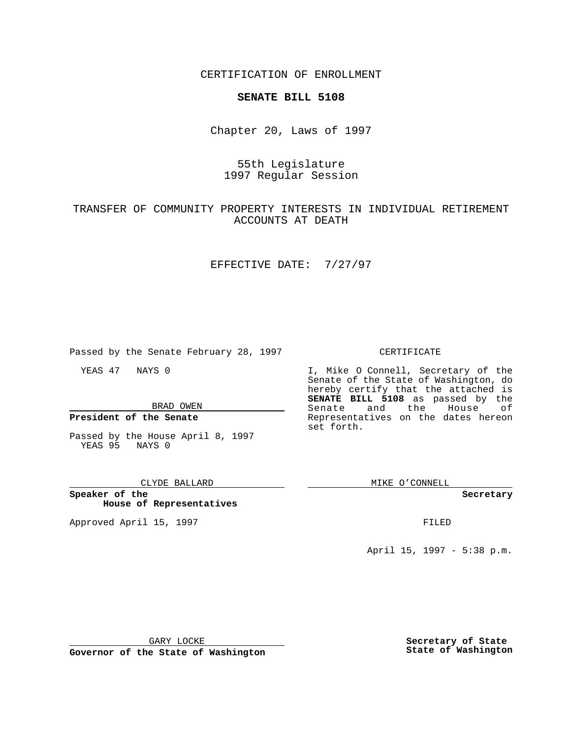CERTIFICATION OF ENROLLMENT

**SENATE BILL 5108**

Chapter 20, Laws of 1997

55th Legislature
1997 Regular Session

TRANSFER OF COMMUNITY PROPERTY INTERESTS IN INDIVIDUAL RETIREMENT ACCOUNTS AT DEATH

EFFECTIVE DATE: 7/27/97

Passed by the Senate February 28, 1997

YEAS 47 NAYS 0

BRAD OWEN

**President of the Senate**

Passed by the House April 8, 1997
YEAS 95 NAYS 0

CLYDE BALLARD

**Speaker of the House of Representatives**

Approved April 15, 1997

GARY LOCKE

**Governor of the State of Washington**

CERTIFICATE

I, Mike O Connell, Secretary of the Senate of the State of Washington, do hereby certify that the attached is **SENATE BILL 5108** as passed by the Senate and the House of Representatives on the dates hereon set forth.

MIKE O'CONNELL

**Secretary**

FILED

April 15, 1997 - 5:38 p.m.

**Secretary of State**
**State of Washington**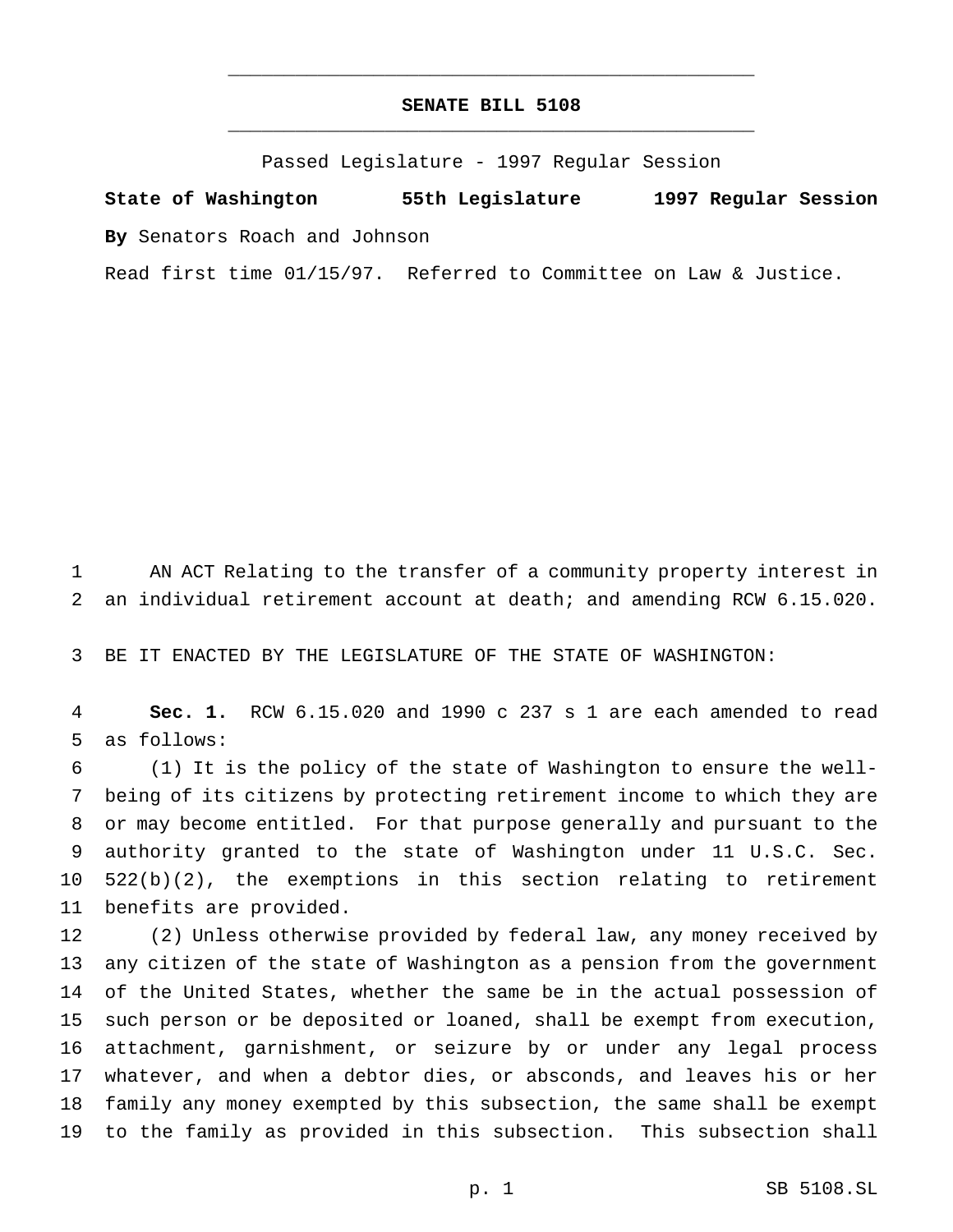# SENATE BILL 5108

Passed Legislature - 1997 Regular Session

**State of Washington 55th Legislature 1997 Regular Session**

**By** Senators Roach and Johnson

Read first time 01/15/97. Referred to Committee on Law & Justice.

AN ACT Relating to the transfer of a community property interest in an individual retirement account at death; and amending RCW 6.15.020.

BE IT ENACTED BY THE LEGISLATURE OF THE STATE OF WASHINGTON:

**Sec. 1.** RCW 6.15.020 and 1990 c 237 s 1 are each amended to read as follows:

(1) It is the policy of the state of Washington to ensure the well-being of its citizens by protecting retirement income to which they are or may become entitled. For that purpose generally and pursuant to the authority granted to the state of Washington under 11 U.S.C. Sec. 522(b)(2), the exemptions in this section relating to retirement benefits are provided.

(2) Unless otherwise provided by federal law, any money received by any citizen of the state of Washington as a pension from the government of the United States, whether the same be in the actual possession of such person or be deposited or loaned, shall be exempt from execution, attachment, garnishment, or seizure by or under any legal process whatever, and when a debtor dies, or absconds, and leaves his or her family any money exempted by this subsection, the same shall be exempt to the family as provided in this subsection. This subsection shall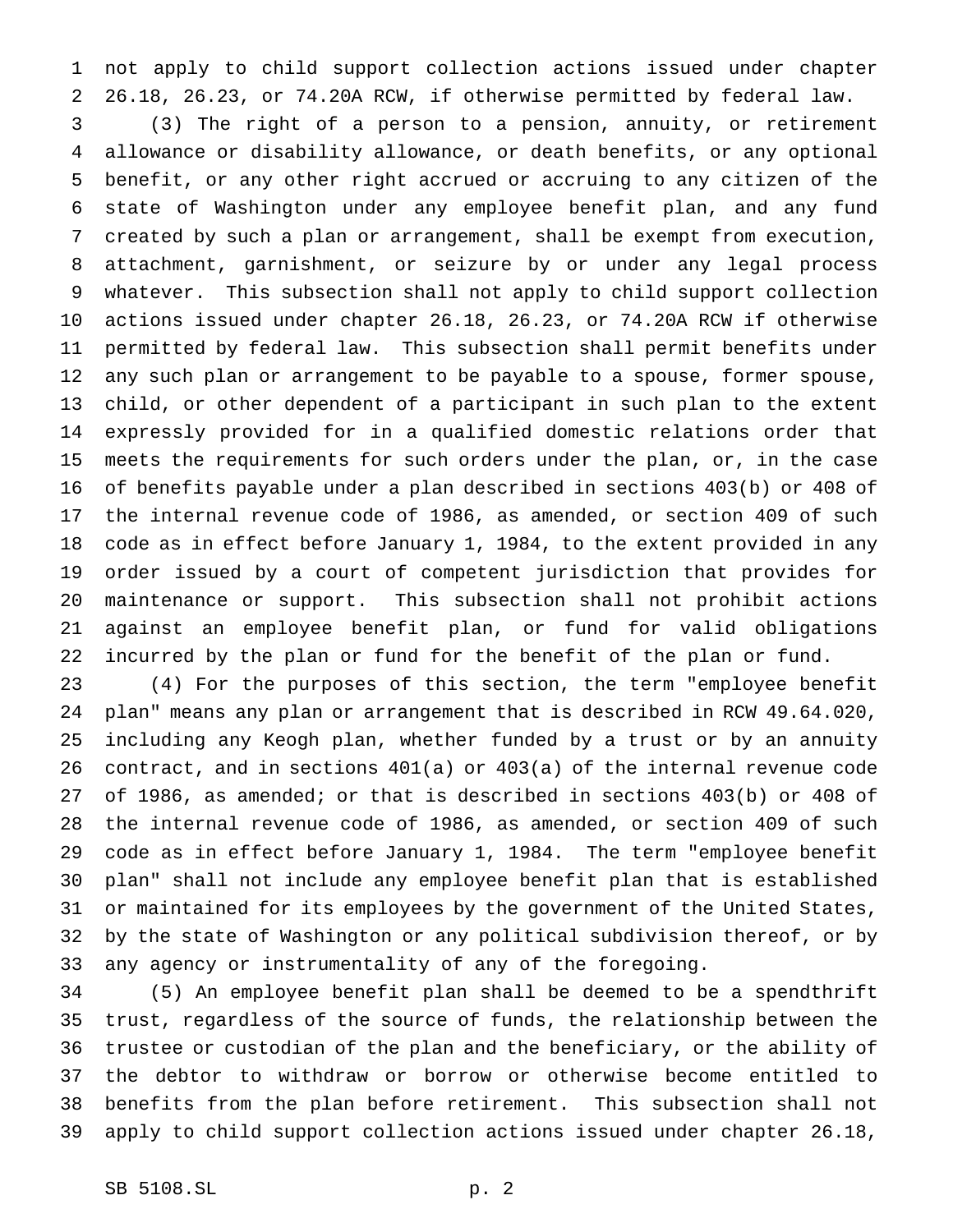not apply to child support collection actions issued under chapter 26.18, 26.23, or 74.20A RCW, if otherwise permitted by federal law.

(3) The right of a person to a pension, annuity, or retirement allowance or disability allowance, or death benefits, or any optional benefit, or any other right accrued or accruing to any citizen of the state of Washington under any employee benefit plan, and any fund created by such a plan or arrangement, shall be exempt from execution, attachment, garnishment, or seizure by or under any legal process whatever. This subsection shall not apply to child support collection actions issued under chapter 26.18, 26.23, or 74.20A RCW if otherwise permitted by federal law. This subsection shall permit benefits under any such plan or arrangement to be payable to a spouse, former spouse, child, or other dependent of a participant in such plan to the extent expressly provided for in a qualified domestic relations order that meets the requirements for such orders under the plan, or, in the case of benefits payable under a plan described in sections 403(b) or 408 of the internal revenue code of 1986, as amended, or section 409 of such code as in effect before January 1, 1984, to the extent provided in any order issued by a court of competent jurisdiction that provides for maintenance or support. This subsection shall not prohibit actions against an employee benefit plan, or fund for valid obligations incurred by the plan or fund for the benefit of the plan or fund.

(4) For the purposes of this section, the term "employee benefit plan" means any plan or arrangement that is described in RCW 49.64.020, including any Keogh plan, whether funded by a trust or by an annuity contract, and in sections 401(a) or 403(a) of the internal revenue code of 1986, as amended; or that is described in sections 403(b) or 408 of the internal revenue code of 1986, as amended, or section 409 of such code as in effect before January 1, 1984. The term "employee benefit plan" shall not include any employee benefit plan that is established or maintained for its employees by the government of the United States, by the state of Washington or any political subdivision thereof, or by any agency or instrumentality of any of the foregoing.

(5) An employee benefit plan shall be deemed to be a spendthrift trust, regardless of the source of funds, the relationship between the trustee or custodian of the plan and the beneficiary, or the ability of the debtor to withdraw or borrow or otherwise become entitled to benefits from the plan before retirement. This subsection shall not apply to child support collection actions issued under chapter 26.18,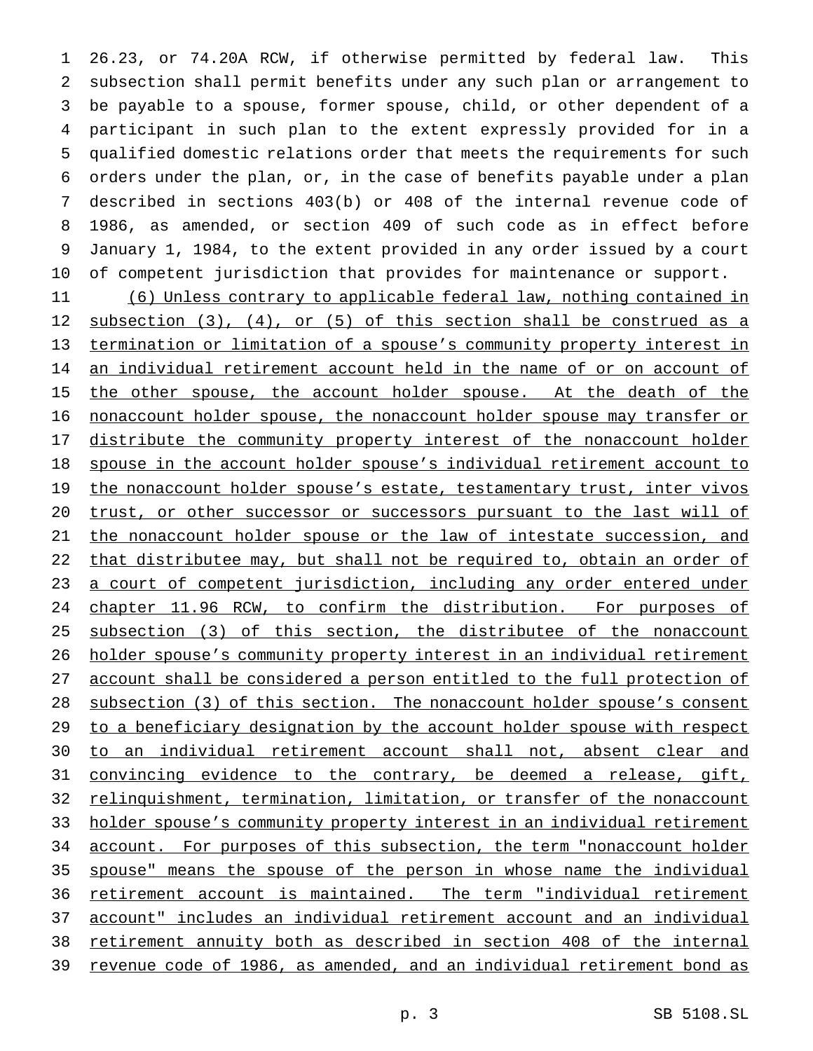26.23, or 74.20A RCW, if otherwise permitted by federal law. This subsection shall permit benefits under any such plan or arrangement to be payable to a spouse, former spouse, child, or other dependent of a participant in such plan to the extent expressly provided for in a qualified domestic relations order that meets the requirements for such orders under the plan, or, in the case of benefits payable under a plan described in sections 403(b) or 408 of the internal revenue code of 1986, as amended, or section 409 of such code as in effect before January 1, 1984, to the extent provided in any order issued by a court of competent jurisdiction that provides for maintenance or support.

(6) Unless contrary to applicable federal law, nothing contained in subsection (3), (4), or (5) of this section shall be construed as a termination or limitation of a spouse's community property interest in an individual retirement account held in the name of or on account of the other spouse, the account holder spouse. At the death of the nonaccount holder spouse, the nonaccount holder spouse may transfer or distribute the community property interest of the nonaccount holder spouse in the account holder spouse's individual retirement account to the nonaccount holder spouse's estate, testamentary trust, inter vivos trust, or other successor or successors pursuant to the last will of the nonaccount holder spouse or the law of intestate succession, and that distributee may, but shall not be required to, obtain an order of a court of competent jurisdiction, including any order entered under chapter 11.96 RCW, to confirm the distribution. For purposes of subsection (3) of this section, the distributee of the nonaccount holder spouse's community property interest in an individual retirement account shall be considered a person entitled to the full protection of subsection (3) of this section. The nonaccount holder spouse's consent to a beneficiary designation by the account holder spouse with respect to an individual retirement account shall not, absent clear and convincing evidence to the contrary, be deemed a release, gift, relinquishment, termination, limitation, or transfer of the nonaccount holder spouse's community property interest in an individual retirement account. For purposes of this subsection, the term "nonaccount holder spouse" means the spouse of the person in whose name the individual retirement account is maintained. The term "individual retirement account" includes an individual retirement account and an individual retirement annuity both as described in section 408 of the internal revenue code of 1986, as amended, and an individual retirement bond as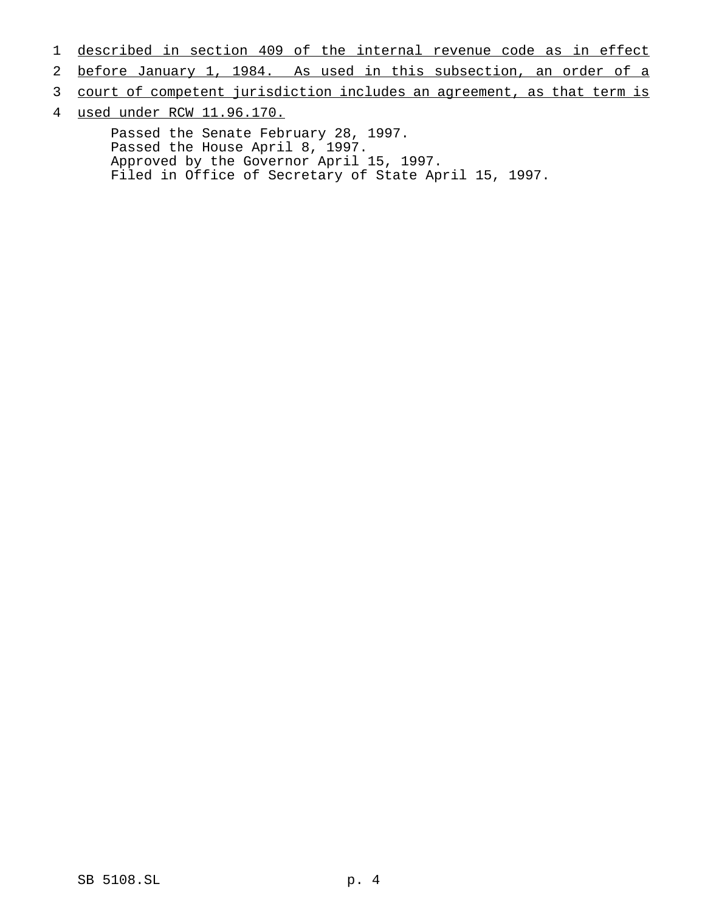described in section 409 of the internal revenue code as in effect before January 1, 1984. As used in this subsection, an order of a court of competent jurisdiction includes an agreement, as that term is used under RCW 11.96.170.

Passed the Senate February 28, 1997.
Passed the House April 8, 1997.
Approved by the Governor April 15, 1997.
Filed in Office of Secretary of State April 15, 1997.